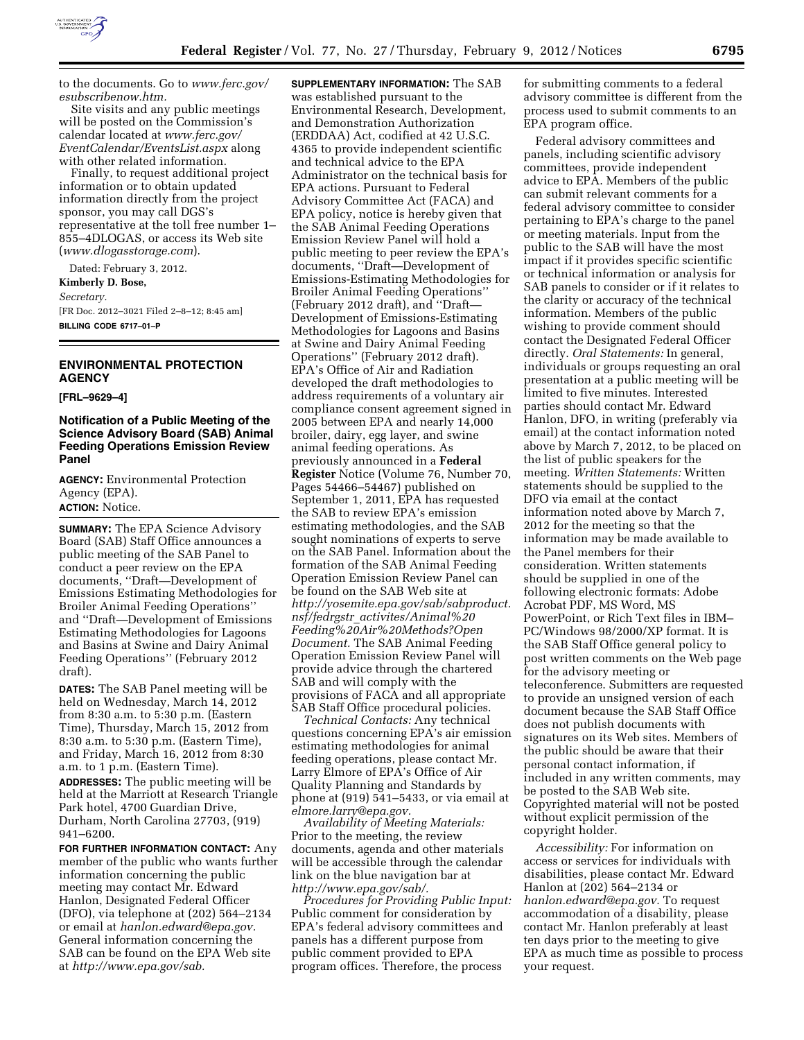to the documents. Go to *www.ferc.gov/esubscribenow.htm.*

Site visits and any public meetings will be posted on the Commission's calendar located at *www.ferc.gov/EventCalendar/EventsList.aspx* along with other related information.

Finally, to request additional project information or to obtain updated information directly from the project sponsor, you may call DGS's representative at the toll free number 1–855–4DLOGAS, or access its Web site (*www.dlogasstorage.com*).

Dated: February 3, 2012.

**Kimberly D. Bose,**

*Secretary.*

[FR Doc. 2012–3021 Filed 2–8–12; 8:45 am]

**BILLING CODE 6717–01–P**

## ENVIRONMENTAL PROTECTION AGENCY

**[FRL–9629–4]**

### Notification of a Public Meeting of the Science Advisory Board (SAB) Animal Feeding Operations Emission Review Panel

**AGENCY:** Environmental Protection Agency (EPA).

**ACTION:** Notice.

**SUMMARY:** The EPA Science Advisory Board (SAB) Staff Office announces a public meeting of the SAB Panel to conduct a peer review on the EPA documents, ''Draft—Development of Emissions Estimating Methodologies for Broiler Animal Feeding Operations'' and ''Draft—Development of Emissions Estimating Methodologies for Lagoons and Basins at Swine and Dairy Animal Feeding Operations'' (February 2012 draft).

**DATES:** The SAB Panel meeting will be held on Wednesday, March 14, 2012 from 8:30 a.m. to 5:30 p.m. (Eastern Time), Thursday, March 15, 2012 from 8:30 a.m. to 5:30 p.m. (Eastern Time), and Friday, March 16, 2012 from 8:30 a.m. to 1 p.m. (Eastern Time).

**ADDRESSES:** The public meeting will be held at the Marriott at Research Triangle Park hotel, 4700 Guardian Drive, Durham, North Carolina 27703, (919) 941–6200.

**FOR FURTHER INFORMATION CONTACT:** Any member of the public who wants further information concerning the public meeting may contact Mr. Edward Hanlon, Designated Federal Officer (DFO), via telephone at (202) 564–2134 or email at *hanlon.edward@epa.gov.* General information concerning the SAB can be found on the EPA Web site at *http://www.epa.gov/sab.*

**SUPPLEMENTARY INFORMATION:** The SAB was established pursuant to the Environmental Research, Development, and Demonstration Authorization (ERDDAA) Act, codified at 42 U.S.C. 4365 to provide independent scientific and technical advice to the EPA Administrator on the technical basis for EPA actions. Pursuant to Federal Advisory Committee Act (FACA) and EPA policy, notice is hereby given that the SAB Animal Feeding Operations Emission Review Panel will hold a public meeting to peer review the EPA's documents, ''Draft—Development of Emissions-Estimating Methodologies for Broiler Animal Feeding Operations'' (February 2012 draft), and ''Draft—Development of Emissions-Estimating Methodologies for Lagoons and Basins at Swine and Dairy Animal Feeding Operations'' (February 2012 draft). EPA's Office of Air and Radiation developed the draft methodologies to address requirements of a voluntary air compliance consent agreement signed in 2005 between EPA and nearly 14,000 broiler, dairy, egg layer, and swine animal feeding operations. As previously announced in a **Federal Register** Notice (Volume 76, Number 70, Pages 54466–54467) published on September 1, 2011, EPA has requested the SAB to review EPA's emission estimating methodologies, and the SAB sought nominations of experts to serve on the SAB Panel. Information about the formation of the SAB Animal Feeding Operation Emission Review Panel can be found on the SAB Web site at *http://yosemite.epa.gov/sab/sabproduct.nsf/fedrgstr_activites/Animal%20Feeding%20Air%20Methods?OpenDocument.* The SAB Animal Feeding Operation Emission Review Panel will provide advice through the chartered SAB and will comply with the provisions of FACA and all appropriate SAB Staff Office procedural policies.

*Technical Contacts:* Any technical questions concerning EPA's air emission estimating methodologies for animal feeding operations, please contact Mr. Larry Elmore of EPA's Office of Air Quality Planning and Standards by phone at (919) 541–5433, or via email at *elmore.larry@epa.gov.*

*Availability of Meeting Materials:* Prior to the meeting, the review documents, agenda and other materials will be accessible through the calendar link on the blue navigation bar at *http://www.epa.gov/sab/.*

*Procedures for Providing Public Input:* Public comment for consideration by EPA's federal advisory committees and panels has a different purpose from public comment provided to EPA program offices. Therefore, the process for submitting comments to a federal advisory committee is different from the process used to submit comments to an EPA program office.

Federal advisory committees and panels, including scientific advisory committees, provide independent advice to EPA. Members of the public can submit relevant comments for a federal advisory committee to consider pertaining to EPA's charge to the panel or meeting materials. Input from the public to the SAB will have the most impact if it provides specific scientific or technical information or analysis for SAB panels to consider or if it relates to the clarity or accuracy of the technical information. Members of the public wishing to provide comment should contact the Designated Federal Officer directly. *Oral Statements:* In general, individuals or groups requesting an oral presentation at a public meeting will be limited to five minutes. Interested parties should contact Mr. Edward Hanlon, DFO, in writing (preferably via email) at the contact information noted above by March 7, 2012, to be placed on the list of public speakers for the meeting. *Written Statements:* Written statements should be supplied to the DFO via email at the contact information noted above by March 7, 2012 for the meeting so that the information may be made available to the Panel members for their consideration. Written statements should be supplied in one of the following electronic formats: Adobe Acrobat PDF, MS Word, MS PowerPoint, or Rich Text files in IBM–PC/Windows 98/2000/XP format. It is the SAB Staff Office general policy to post written comments on the Web page for the advisory meeting or teleconference. Submitters are requested to provide an unsigned version of each document because the SAB Staff Office does not publish documents with signatures on its Web sites. Members of the public should be aware that their personal contact information, if included in any written comments, may be posted to the SAB Web site. Copyrighted material will not be posted without explicit permission of the copyright holder.

*Accessibility:* For information on access or services for individuals with disabilities, please contact Mr. Edward Hanlon at (202) 564–2134 or *hanlon.edward@epa.gov.* To request accommodation of a disability, please contact Mr. Hanlon preferably at least ten days prior to the meeting to give EPA as much time as possible to process your request.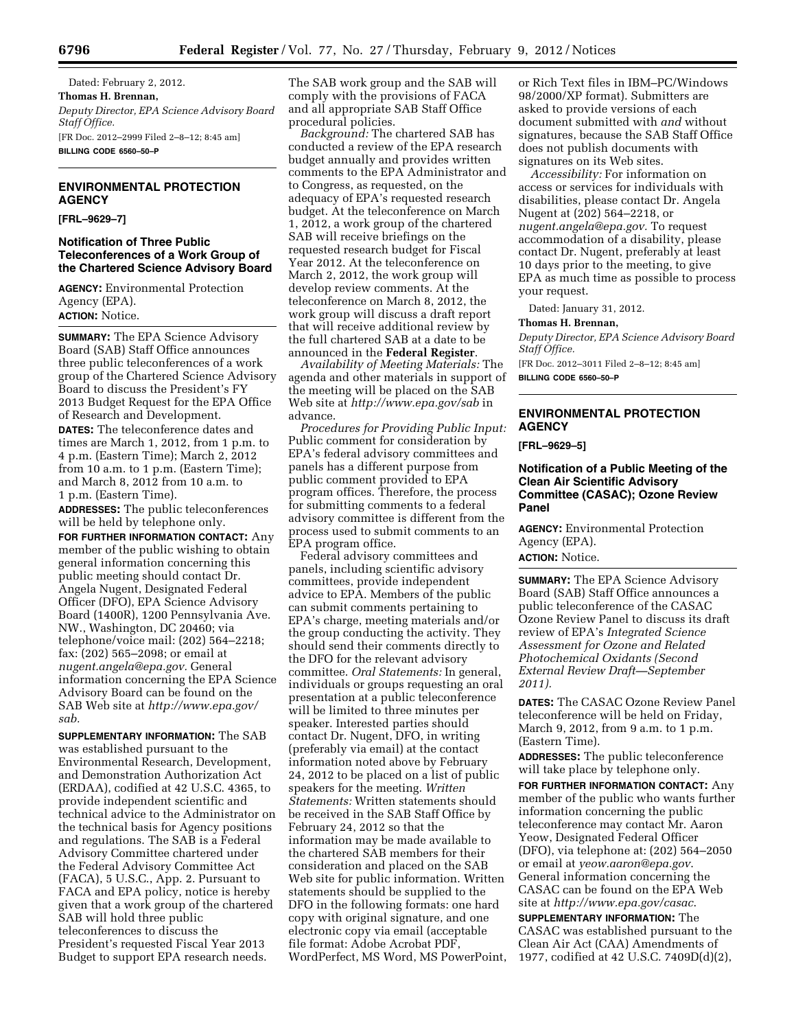Dated: February 2, 2012.

**Thomas H. Brennan,**

*Deputy Director, EPA Science Advisory Board Staff Office.*

[FR Doc. 2012–2999 Filed 2–8–12; 8:45 am]

**BILLING CODE 6560–50–P**

## ENVIRONMENTAL PROTECTION AGENCY

**[FRL–9629–7]**

### Notification of Three Public Teleconferences of a Work Group of the Chartered Science Advisory Board

**AGENCY:** Environmental Protection Agency (EPA).

**ACTION:** Notice.

**SUMMARY:** The EPA Science Advisory Board (SAB) Staff Office announces three public teleconferences of a work group of the Chartered Science Advisory Board to discuss the President's FY 2013 Budget Request for the EPA Office of Research and Development.

**DATES:** The teleconference dates and times are March 1, 2012, from 1 p.m. to 4 p.m. (Eastern Time); March 2, 2012 from 10 a.m. to 1 p.m. (Eastern Time); and March 8, 2012 from 10 a.m. to 1 p.m. (Eastern Time).

**ADDRESSES:** The public teleconferences will be held by telephone only.

**FOR FURTHER INFORMATION CONTACT:** Any member of the public wishing to obtain general information concerning this public meeting should contact Dr. Angela Nugent, Designated Federal Officer (DFO), EPA Science Advisory Board (1400R), 1200 Pennsylvania Ave. NW., Washington, DC 20460; via telephone/voice mail: (202) 564–2218; fax: (202) 565–2098; or email at *nugent.angela@epa.gov.* General information concerning the EPA Science Advisory Board can be found on the SAB Web site at *http://www.epa.gov/sab.*

**SUPPLEMENTARY INFORMATION:** The SAB was established pursuant to the Environmental Research, Development, and Demonstration Authorization Act (ERDAA), codified at 42 U.S.C. 4365, to provide independent scientific and technical advice to the Administrator on the technical basis for Agency positions and regulations. The SAB is a Federal Advisory Committee chartered under the Federal Advisory Committee Act (FACA), 5 U.S.C., App. 2. Pursuant to FACA and EPA policy, notice is hereby given that a work group of the chartered SAB will hold three public teleconferences to discuss the President's requested Fiscal Year 2013 Budget to support EPA research needs. The SAB work group and the SAB will comply with the provisions of FACA and all appropriate SAB Staff Office procedural policies.

*Background:* The chartered SAB has conducted a review of the EPA research budget annually and provides written comments to the EPA Administrator and to Congress, as requested, on the adequacy of EPA's requested research budget. At the teleconference on March 1, 2012, a work group of the chartered SAB will receive briefings on the requested research budget for Fiscal Year 2012. At the teleconference on March 2, 2012, the work group will develop review comments. At the teleconference on March 8, 2012, the work group will discuss a draft report that will receive additional review by the full chartered SAB at a date to be announced in the **Federal Register**.

*Availability of Meeting Materials:* The agenda and other materials in support of the meeting will be placed on the SAB Web site at *http://www.epa.gov/sab* in advance.

*Procedures for Providing Public Input:* Public comment for consideration by EPA's federal advisory committees and panels has a different purpose from public comment provided to EPA program offices. Therefore, the process for submitting comments to a federal advisory committee is different from the process used to submit comments to an EPA program office.

Federal advisory committees and panels, including scientific advisory committees, provide independent advice to EPA. Members of the public can submit comments pertaining to EPA's charge, meeting materials and/or the group conducting the activity. They should send their comments directly to the DFO for the relevant advisory committee. *Oral Statements:* In general, individuals or groups requesting an oral presentation at a public teleconference will be limited to three minutes per speaker. Interested parties should contact Dr. Nugent, DFO, in writing (preferably via email) at the contact information noted above by February 24, 2012 to be placed on a list of public speakers for the meeting. *Written Statements:* Written statements should be received in the SAB Staff Office by February 24, 2012 so that the information may be made available to the chartered SAB members for their consideration and placed on the SAB Web site for public information. Written statements should be supplied to the DFO in the following formats: one hard copy with original signature, and one electronic copy via email (acceptable file format: Adobe Acrobat PDF, WordPerfect, MS Word, MS PowerPoint, or Rich Text files in IBM–PC/Windows 98/2000/XP format). Submitters are asked to provide versions of each document submitted with *and* without signatures, because the SAB Staff Office does not publish documents with signatures on its Web sites.

*Accessibility:* For information on access or services for individuals with disabilities, please contact Dr. Angela Nugent at (202) 564–2218, or *nugent.angela@epa.gov.* To request accommodation of a disability, please contact Dr. Nugent, preferably at least 10 days prior to the meeting, to give EPA as much time as possible to process your request.

Dated: January 31, 2012.

**Thomas H. Brennan,**

*Deputy Director, EPA Science Advisory Board Staff Office.*

[FR Doc. 2012–3011 Filed 2–8–12; 8:45 am]

**BILLING CODE 6560–50–P**

## ENVIRONMENTAL PROTECTION AGENCY

**[FRL–9629–5]**

### Notification of a Public Meeting of the Clean Air Scientific Advisory Committee (CASAC); Ozone Review Panel

**AGENCY:** Environmental Protection Agency (EPA).

**ACTION:** Notice.

**SUMMARY:** The EPA Science Advisory Board (SAB) Staff Office announces a public teleconference of the CASAC Ozone Review Panel to discuss its draft review of EPA's *Integrated Science Assessment for Ozone and Related Photochemical Oxidants (Second External Review Draft—September 2011).*

**DATES:** The CASAC Ozone Review Panel teleconference will be held on Friday, March 9, 2012, from 9 a.m. to 1 p.m. (Eastern Time).

**ADDRESSES:** The public teleconference will take place by telephone only.

**FOR FURTHER INFORMATION CONTACT:** Any member of the public who wants further information concerning the public teleconference may contact Mr. Aaron Yeow, Designated Federal Officer (DFO), via telephone at: (202) 564–2050 or email at *yeow.aaron@epa.gov*. General information concerning the CASAC can be found on the EPA Web site at *http://www.epa.gov/casac.*

**SUPPLEMENTARY INFORMATION:** The CASAC was established pursuant to the Clean Air Act (CAA) Amendments of 1977, codified at 42 U.S.C. 7409D(d)(2),